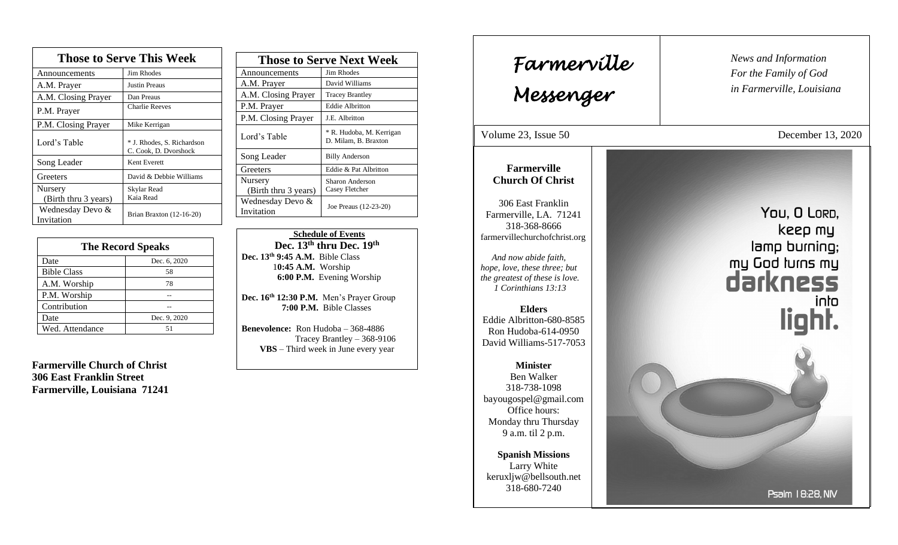## Those to Serve This Week

| Those to Serve This Week | |
|---|---|
| Announcements | Jim Rhodes |
| A.M. Prayer | Justin Preaus |
| A.M. Closing Prayer | Dan Preaus |
| P.M. Prayer | Charlie Reeves |
| P.M. Closing Prayer | Mike Kerrigan |
| Lord's Table | * J. Rhodes, S. Richardson C. Cook, D. Dvorshock |
| Song Leader | Kent Everett |
| Greeters | David & Debbie Williams |
| Nursery (Birth thru 3 years) | Skylar Read Kaia Read |
| Wednesday Devo & Invitation | Brian Braxton (12-16-20) |

## The Record Speaks

| The Record Speaks | |
|---|---|
| Date | Dec. 6, 2020 |
| Bible Class | 58 |
| A.M. Worship | 78 |
| P.M. Worship | -- |
| Contribution | -- |
| Date | Dec. 9, 2020 |
| Wed. Attendance | 51 |

**Farmerville Church of Christ**
**306 East Franklin Street**
**Farmerville, Louisiana 71241**

## Those to Serve Next Week

| Those to Serve Next Week | |
|---|---|
| Announcements | Jim Rhodes |
| A.M. Prayer | David Williams |
| A.M. Closing Prayer | Tracey Brantley |
| P.M. Prayer | Eddie Albritton |
| P.M. Closing Prayer | J.E. Albritton |
| Lord's Table | * R. Hudoba, M. Kerrigan D. Milam, B. Braxton |
| Song Leader | Billy Anderson |
| Greeters | Eddie & Pat Albritton |
| Nursery (Birth thru 3 years) | Sharon Anderson Casey Fletcher |
| Wednesday Devo & Invitation | Joe Preaus (12-23-20) |

**Schedule of Events**

**Dec. 13th thru Dec. 19th**

**Dec. 13th 9:45 A.M.** Bible Class
**10:45 A.M.** Worship
**6:00 P.M.** Evening Worship

**Dec. 16th 12:30 P.M.** Men's Prayer Group
**7:00 P.M.** Bible Classes

**Benevolence:** Ron Hudoba – 368-4886
Tracey Brantley – 368-9106
**VBS** – Third week in June every year

# Farmerville Messenger

*News and Information For the Family of God in Farmerville, Louisiana*

Volume 23, Issue 50 — December 13, 2020

**Farmerville Church Of Christ**

306 East Franklin
Farmerville, LA. 71241
318-368-8666
farmervillechurchofchrist.org

*And now abide faith, hope, love, these three; but the greatest of these is love. 1 Corinthians 13:13*

**Elders**
Eddie Albritton-680-8585
Ron Hudoba-614-0950
David Williams-517-7053

**Minister**
Ben Walker
318-738-1098
bayougospel@gmail.com
Office hours:
Monday thru Thursday
9 a.m. til 2 p.m.

**Spanish Missions**
Larry White
keruxljw@bellsouth.net
318-680-7240

You, O LORD, keep my lamp burning; my God turns my darkness into light.

Psalm 18:28, NIV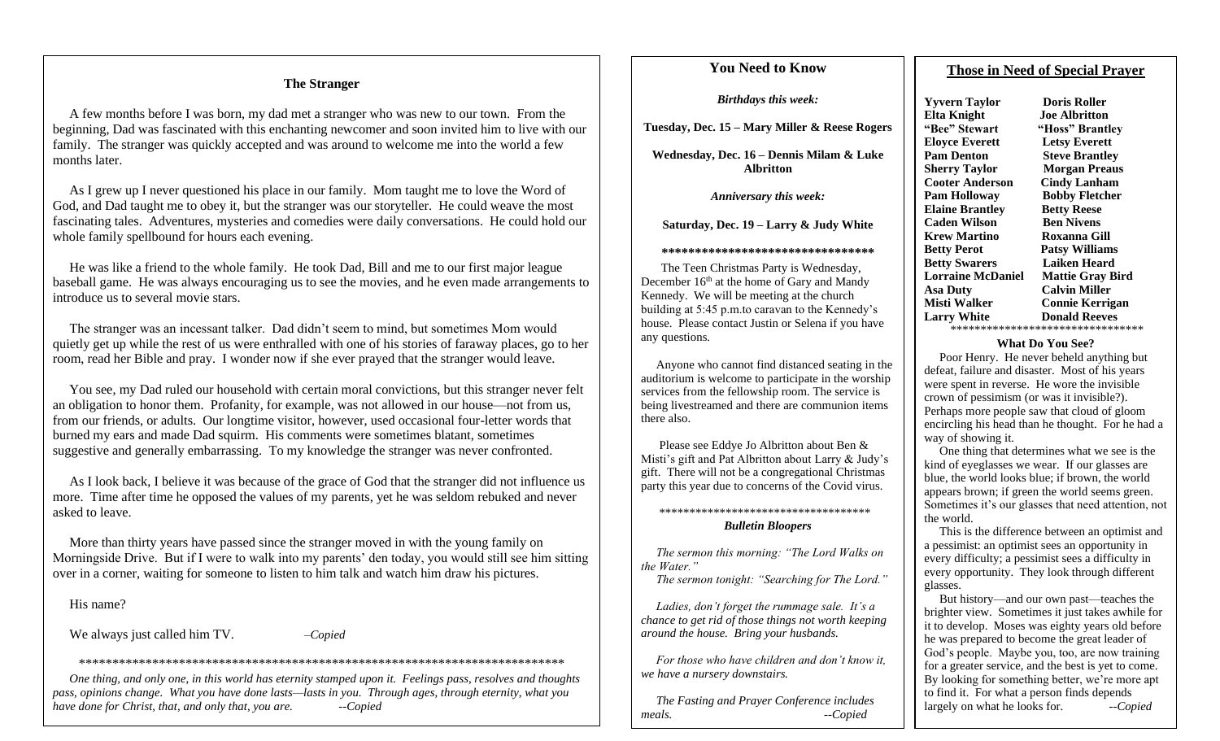## The Stranger

A few months before I was born, my dad met a stranger who was new to our town. From the beginning, Dad was fascinated with this enchanting newcomer and soon invited him to live with our family. The stranger was quickly accepted and was around to welcome me into the world a few months later.

As I grew up I never questioned his place in our family. Mom taught me to love the Word of God, and Dad taught me to obey it, but the stranger was our storyteller. He could weave the most fascinating tales. Adventures, mysteries and comedies were daily conversations. He could hold our whole family spellbound for hours each evening.

He was like a friend to the whole family. He took Dad, Bill and me to our first major league baseball game. He was always encouraging us to see the movies, and he even made arrangements to introduce us to several movie stars.

The stranger was an incessant talker. Dad didn't seem to mind, but sometimes Mom would quietly get up while the rest of us were enthralled with one of his stories of faraway places, go to her room, read her Bible and pray. I wonder now if she ever prayed that the stranger would leave.

You see, my Dad ruled our household with certain moral convictions, but this stranger never felt an obligation to honor them. Profanity, for example, was not allowed in our house—not from us, from our friends, or adults. Our longtime visitor, however, used occasional four-letter words that burned my ears and made Dad squirm. His comments were sometimes blatant, sometimes suggestive and generally embarrassing. To my knowledge the stranger was never confronted.

As I look back, I believe it was because of the grace of God that the stranger did not influence us more. Time after time he opposed the values of my parents, yet he was seldom rebuked and never asked to leave.

More than thirty years have passed since the stranger moved in with the young family on Morningside Drive. But if I were to walk into my parents' den today, you would still see him sitting over in a corner, waiting for someone to listen to him talk and watch him draw his pictures.

His name?

We always just called him TV. –*Copied*

*****************************************************************************

*One thing, and only one, in this world has eternity stamped upon it. Feelings pass, resolves and thoughts pass, opinions change. What you have done lasts—lasts in you. Through ages, through eternity, what you have done for Christ, that, and only that, you are.* --*Copied*

## You Need to Know

***Birthdays this week:***

**Tuesday, Dec. 15 – Mary Miller & Reese Rogers**

**Wednesday, Dec. 16 – Dennis Milam & Luke Albritton**

***Anniversary this week:***

**Saturday, Dec. 19 – Larry & Judy White**

**********************************

The Teen Christmas Party is Wednesday, December 16th at the home of Gary and Mandy Kennedy. We will be meeting at the church building at 5:45 p.m.to caravan to the Kennedy's house. Please contact Justin or Selena if you have any questions.

Anyone who cannot find distanced seating in the auditorium is welcome to participate in the worship services from the fellowship room. The service is being livestreamed and there are communion items there also.

Please see Eddye Jo Albritton about Ben & Misti's gift and Pat Albritton about Larry & Judy's gift. There will not be a congregational Christmas party this year due to concerns of the Covid virus.

************************************

***Bulletin Bloopers***

*The sermon this morning: "The Lord Walks on the Water."*
*The sermon tonight: "Searching for The Lord."*

*Ladies, don't forget the rummage sale. It's a chance to get rid of those things not worth keeping around the house. Bring your husbands.*

*For those who have children and don't know it, we have a nursery downstairs.*

*The Fasting and Prayer Conference includes meals.* --*Copied*

## Those in Need of Special Prayer

| | |
|---|---|
| **Yyvern Taylor** | **Doris Roller** |
| **Elta Knight** | **Joe Albritton** |
| **"Bee" Stewart** | **"Hoss" Brantley** |
| **Eloyce Everett** | **Letsy Everett** |
| **Pam Denton** | **Steve Brantley** |
| **Sherry Taylor** | **Morgan Preaus** |
| **Cooter Anderson** | **Cindy Lanham** |
| **Pam Holloway** | **Bobby Fletcher** |
| **Elaine Brantley** | **Betty Reese** |
| **Caden Wilson** | **Ben Nivens** |
| **Krew Martino** | **Roxanna Gill** |
| **Betty Perot** | **Patsy Williams** |
| **Betty Swarers** | **Laiken Heard** |
| **Lorraine McDaniel** | **Mattie Gray Bird** |
| **Asa Duty** | **Calvin Miller** |
| **Misti Walker** | **Connie Kerrigan** |
| **Larry White** | **Donald Reeves** |

**********************************

### What Do You See?

Poor Henry. He never beheld anything but defeat, failure and disaster. Most of his years were spent in reverse. He wore the invisible crown of pessimism (or was it invisible?). Perhaps more people saw that cloud of gloom encircling his head than he thought. For he had a way of showing it.

One thing that determines what we see is the kind of eyeglasses we wear. If our glasses are blue, the world looks blue; if brown, the world appears brown; if green the world seems green. Sometimes it's our glasses that need attention, not the world.

This is the difference between an optimist and a pessimist: an optimist sees an opportunity in every difficulty; a pessimist sees a difficulty in every opportunity. They look through different glasses.

But history—and our own past—teaches the brighter view. Sometimes it just takes awhile for it to develop. Moses was eighty years old before he was prepared to become the great leader of God's people. Maybe you, too, are now training for a greater service, and the best is yet to come. By looking for something better, we're more apt to find it. For what a person finds depends largely on what he looks for. --*Copied*